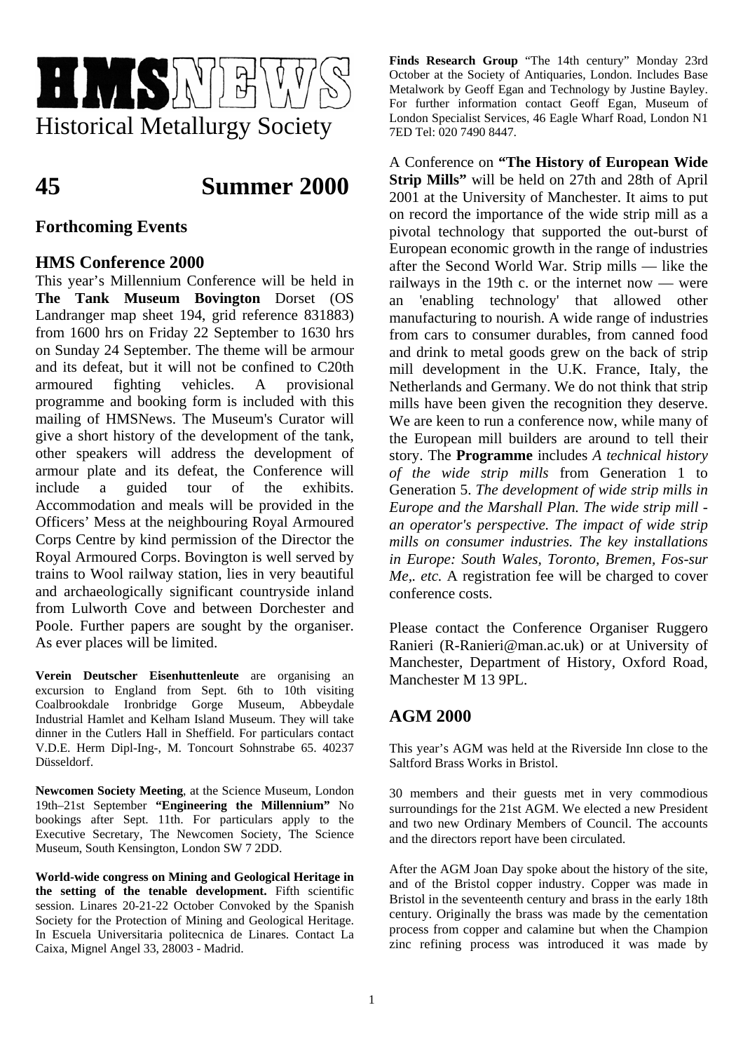# HMSNEWS

Historical Metallurgy Society

# 45 Summer 2000

## Forthcoming Events

### HMS Conference 2000

This year's Millennium Conference will be held in **The Tank Museum Bovington** Dorset (OS Landranger map sheet 194, grid reference 831883) from 1600 hrs on Friday 22 September to 1630 hrs on Sunday 24 September. The theme will be armour and its defeat, but it will not be confined to C20th armoured fighting vehicles. A provisional programme and booking form is included with this mailing of HMSNews. The Museum's Curator will give a short history of the development of the tank, other speakers will address the development of armour plate and its defeat, the Conference will include a guided tour of the exhibits. Accommodation and meals will be provided in the Officers' Mess at the neighbouring Royal Armoured Corps Centre by kind permission of the Director the Royal Armoured Corps. Bovington is well served by trains to Wool railway station, lies in very beautiful and archaeologically significant countryside inland from Lulworth Cove and between Dorchester and Poole. Further papers are sought by the organiser. As ever places will be limited.

**Verein Deutscher Eisenhuttenleute** are organising an excursion to England from Sept. 6th to 10th visiting Coalbrookdale Ironbridge Gorge Museum, Abbeydale Industrial Hamlet and Kelham Island Museum. They will take dinner in the Cutlers Hall in Sheffield. For particulars contact V.D.E. Herm Dipl-Ing-, M. Toncourt Sohnstrabe 65. 40237 Düsseldorf.

**Newcomen Society Meeting**, at the Science Museum, London 19th–21st September **"Engineering the Millennium"** No bookings after Sept. 11th. For particulars apply to the Executive Secretary, The Newcomen Society, The Science Museum, South Kensington, London SW 7 2DD.

**World-wide congress on Mining and Geological Heritage in the setting of the tenable development.** Fifth scientific session. Linares 20-21-22 October Convoked by the Spanish Society for the Protection of Mining and Geological Heritage. In Escuela Universitaria politecnica de Linares. Contact La Caixa, Mignel Angel 33, 28003 - Madrid.

**Finds Research Group** "The 14th century" Monday 23rd October at the Society of Antiquaries, London. Includes Base Metalwork by Geoff Egan and Technology by Justine Bayley. For further information contact Geoff Egan, Museum of London Specialist Services, 46 Eagle Wharf Road, London N1 7ED Tel: 020 7490 8447.

A Conference on **"The History of European Wide Strip Mills"** will be held on 27th and 28th of April 2001 at the University of Manchester. It aims to put on record the importance of the wide strip mill as a pivotal technology that supported the out-burst of European economic growth in the range of industries after the Second World War. Strip mills — like the railways in the 19th c. or the internet now — were an 'enabling technology' that allowed other manufacturing to nourish. A wide range of industries from cars to consumer durables, from canned food and drink to metal goods grew on the back of strip mill development in the U.K. France, Italy, the Netherlands and Germany. We do not think that strip mills have been given the recognition they deserve. We are keen to run a conference now, while many of the European mill builders are around to tell their story. The **Programme** includes *A technical history of the wide strip mills* from Generation 1 to Generation 5. *The development of wide strip mills in Europe and the Marshall Plan. The wide strip mill - an operator's perspective. The impact of wide strip mills on consumer industries. The key installations in Europe: South Wales, Toronto, Bremen, Fos-sur Me,. etc.* A registration fee will be charged to cover conference costs.

Please contact the Conference Organiser Ruggero Ranieri (R-Ranieri@man.ac.uk) or at University of Manchester, Department of History, Oxford Road, Manchester M 13 9PL.

## AGM 2000

This year's AGM was held at the Riverside Inn close to the Saltford Brass Works in Bristol.

30 members and their guests met in very commodious surroundings for the 21st AGM. We elected a new President and two new Ordinary Members of Council. The accounts and the directors report have been circulated.

After the AGM Joan Day spoke about the history of the site, and of the Bristol copper industry. Copper was made in Bristol in the seventeenth century and brass in the early 18th century. Originally the brass was made by the cementation process from copper and calamine but when the Champion zinc refining process was introduced it was made by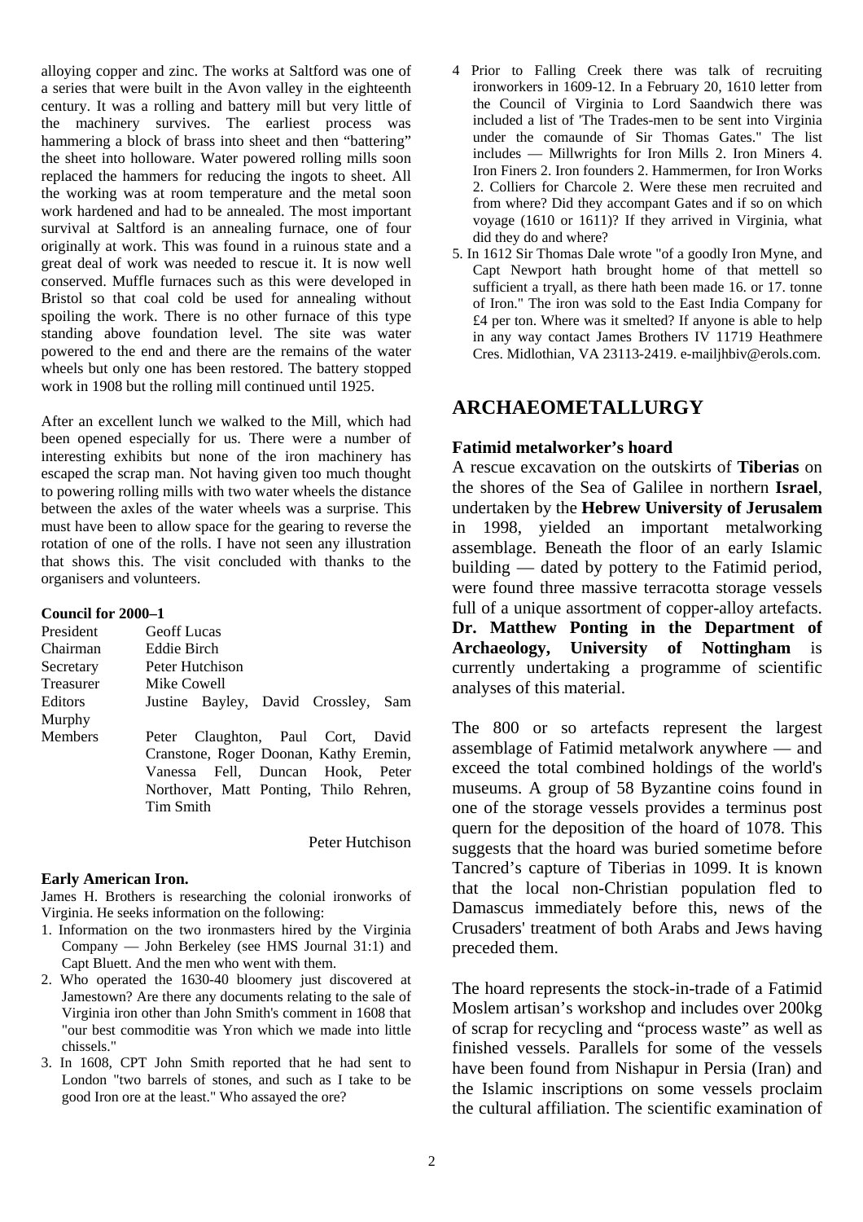alloying copper and zinc. The works at Saltford was one of a series that were built in the Avon valley in the eighteenth century. It was a rolling and battery mill but very little of the machinery survives. The earliest process was hammering a block of brass into sheet and then "battering" the sheet into holloware. Water powered rolling mills soon replaced the hammers for reducing the ingots to sheet. All the working was at room temperature and the metal soon work hardened and had to be annealed. The most important survival at Saltford is an annealing furnace, one of four originally at work. This was found in a ruinous state and a great deal of work was needed to rescue it. It is now well conserved. Muffle furnaces such as this were developed in Bristol so that coal cold be used for annealing without spoiling the work. There is no other furnace of this type standing above foundation level. The site was water powered to the end and there are the remains of the water wheels but only one has been restored. The battery stopped work in 1908 but the rolling mill continued until 1925.

After an excellent lunch we walked to the Mill, which had been opened especially for us. There were a number of interesting exhibits but none of the iron machinery has escaped the scrap man. Not having given too much thought to powering rolling mills with two water wheels the distance between the axles of the water wheels was a surprise. This must have been to allow space for the gearing to reverse the rotation of one of the rolls. I have not seen any illustration that shows this. The visit concluded with thanks to the organisers and volunteers.

**Council for 2000–1**

| | |
|---|---|
| President | Geoff Lucas |
| Chairman | Eddie Birch |
| Secretary | Peter Hutchison |
| Treasurer | Mike Cowell |
| Editors | Justine Bayley, David Crossley, Sam Murphy |
| Members | Peter Claughton, Paul Cort, David Cranstone, Roger Doonan, Kathy Eremin, Vanessa Fell, Duncan Hook, Peter Northover, Matt Ponting, Thilo Rehren, Tim Smith |

Peter Hutchison

**Early American Iron.**

James H. Brothers is researching the colonial ironworks of Virginia. He seeks information on the following:

1. Information on the two ironmasters hired by the Virginia Company — John Berkeley (see HMS Journal 31:1) and Capt Bluett. And the men who went with them.
2. Who operated the 1630-40 bloomery just discovered at Jamestown? Are there any documents relating to the sale of Virginia iron other than John Smith's comment in 1608 that "our best commoditie was Yron which we made into little chissels."
3. In 1608, CPT John Smith reported that he had sent to London "two barrels of stones, and such as I take to be good Iron ore at the least." Who assayed the ore?
4. Prior to Falling Creek there was talk of recruiting ironworkers in 1609-12. In a February 20, 1610 letter from the Council of Virginia to Lord Saandwich there was included a list of 'The Trades-men to be sent into Virginia under the comaunde of Sir Thomas Gates." The list includes — Millwrights for Iron Mills 2. Iron Miners 4. Iron Finers 2. Iron founders 2. Hammermen, for Iron Works 2. Colliers for Charcole 2. Were these men recruited and from where? Did they accompant Gates and if so on which voyage (1610 or 1611)? If they arrived in Virginia, what did they do and where?
5. In 1612 Sir Thomas Dale wrote "of a goodly Iron Myne, and Capt Newport hath brought home of that mettell so sufficient a tryall, as there hath been made 16. or 17. tonne of Iron." The iron was sold to the East India Company for £4 per ton. Where was it smelted? If anyone is able to help in any way contact James Brothers IV 11719 Heathmere Cres. Midlothian, VA 23113-2419. e-mailjhbiv@erols.com.

## ARCHAEOMETALLURGY

**Fatimid metalworker's hoard**

A rescue excavation on the outskirts of **Tiberias** on the shores of the Sea of Galilee in northern **Israel**, undertaken by the **Hebrew University of Jerusalem** in 1998, yielded an important metalworking assemblage. Beneath the floor of an early Islamic building — dated by pottery to the Fatimid period, were found three massive terracotta storage vessels full of a unique assortment of copper-alloy artefacts. **Dr. Matthew Ponting in the Department of Archaeology, University of Nottingham** is currently undertaking a programme of scientific analyses of this material.

The 800 or so artefacts represent the largest assemblage of Fatimid metalwork anywhere — and exceed the total combined holdings of the world's museums. A group of 58 Byzantine coins found in one of the storage vessels provides a terminus post quern for the deposition of the hoard of 1078. This suggests that the hoard was buried sometime before Tancred's capture of Tiberias in 1099. It is known that the local non-Christian population fled to Damascus immediately before this, news of the Crusaders' treatment of both Arabs and Jews having preceded them.

The hoard represents the stock-in-trade of a Fatimid Moslem artisan's workshop and includes over 200kg of scrap for recycling and "process waste" as well as finished vessels. Parallels for some of the vessels have been found from Nishapur in Persia (Iran) and the Islamic inscriptions on some vessels proclaim the cultural affiliation. The scientific examination of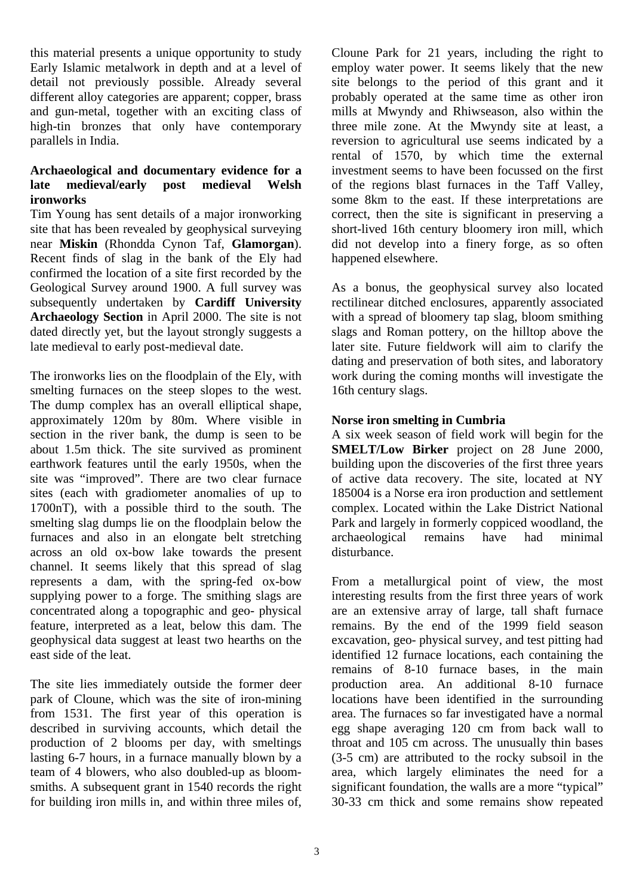this material presents a unique opportunity to study Early Islamic metalwork in depth and at a level of detail not previously possible. Already several different alloy categories are apparent; copper, brass and gun-metal, together with an exciting class of high-tin bronzes that only have contemporary parallels in India.

### Archaeological and documentary evidence for a late medieval/early post medieval Welsh ironworks

Tim Young has sent details of a major ironworking site that has been revealed by geophysical surveying near **Miskin** (Rhondda Cynon Taf, **Glamorgan**). Recent finds of slag in the bank of the Ely had confirmed the location of a site first recorded by the Geological Survey around 1900. A full survey was subsequently undertaken by **Cardiff University Archaeology Section** in April 2000. The site is not dated directly yet, but the layout strongly suggests a late medieval to early post-medieval date.

The ironworks lies on the floodplain of the Ely, with smelting furnaces on the steep slopes to the west. The dump complex has an overall elliptical shape, approximately 120m by 80m. Where visible in section in the river bank, the dump is seen to be about 1.5m thick. The site survived as prominent earthwork features until the early 1950s, when the site was "improved". There are two clear furnace sites (each with gradiometer anomalies of up to 1700nT), with a possible third to the south. The smelting slag dumps lie on the floodplain below the furnaces and also in an elongate belt stretching across an old ox-bow lake towards the present channel. It seems likely that this spread of slag represents a dam, with the spring-fed ox-bow supplying power to a forge. The smithing slags are concentrated along a topographic and geo- physical feature, interpreted as a leat, below this dam. The geophysical data suggest at least two hearths on the east side of the leat.

The site lies immediately outside the former deer park of Cloune, which was the site of iron-mining from 1531. The first year of this operation is described in surviving accounts, which detail the production of 2 blooms per day, with smeltings lasting 6-7 hours, in a furnace manually blown by a team of 4 blowers, who also doubled-up as bloom-smiths. A subsequent grant in 1540 records the right for building iron mills in, and within three miles of, Cloune Park for 21 years, including the right to employ water power. It seems likely that the new site belongs to the period of this grant and it probably operated at the same time as other iron mills at Mwyndy and Rhiwseason, also within the three mile zone. At the Mwyndy site at least, a reversion to agricultural use seems indicated by a rental of 1570, by which time the external investment seems to have been focussed on the first of the regions blast furnaces in the Taff Valley, some 8km to the east. If these interpretations are correct, then the site is significant in preserving a short-lived 16th century bloomery iron mill, which did not develop into a finery forge, as so often happened elsewhere.

As a bonus, the geophysical survey also located rectilinear ditched enclosures, apparently associated with a spread of bloomery tap slag, bloom smithing slags and Roman pottery, on the hilltop above the later site. Future fieldwork will aim to clarify the dating and preservation of both sites, and laboratory work during the coming months will investigate the 16th century slags.

### Norse iron smelting in Cumbria

A six week season of field work will begin for the **SMELT/Low Birker** project on 28 June 2000, building upon the discoveries of the first three years of active data recovery. The site, located at NY 185004 is a Norse era iron production and settlement complex. Located within the Lake District National Park and largely in formerly coppiced woodland, the archaeological remains have had minimal disturbance.

From a metallurgical point of view, the most interesting results from the first three years of work are an extensive array of large, tall shaft furnace remains. By the end of the 1999 field season excavation, geo- physical survey, and test pitting had identified 12 furnace locations, each containing the remains of 8-10 furnace bases, in the main production area. An additional 8-10 furnace locations have been identified in the surrounding area. The furnaces so far investigated have a normal egg shape averaging 120 cm from back wall to throat and 105 cm across. The unusually thin bases (3-5 cm) are attributed to the rocky subsoil in the area, which largely eliminates the need for a significant foundation, the walls are a more "typical" 30-33 cm thick and some remains show repeated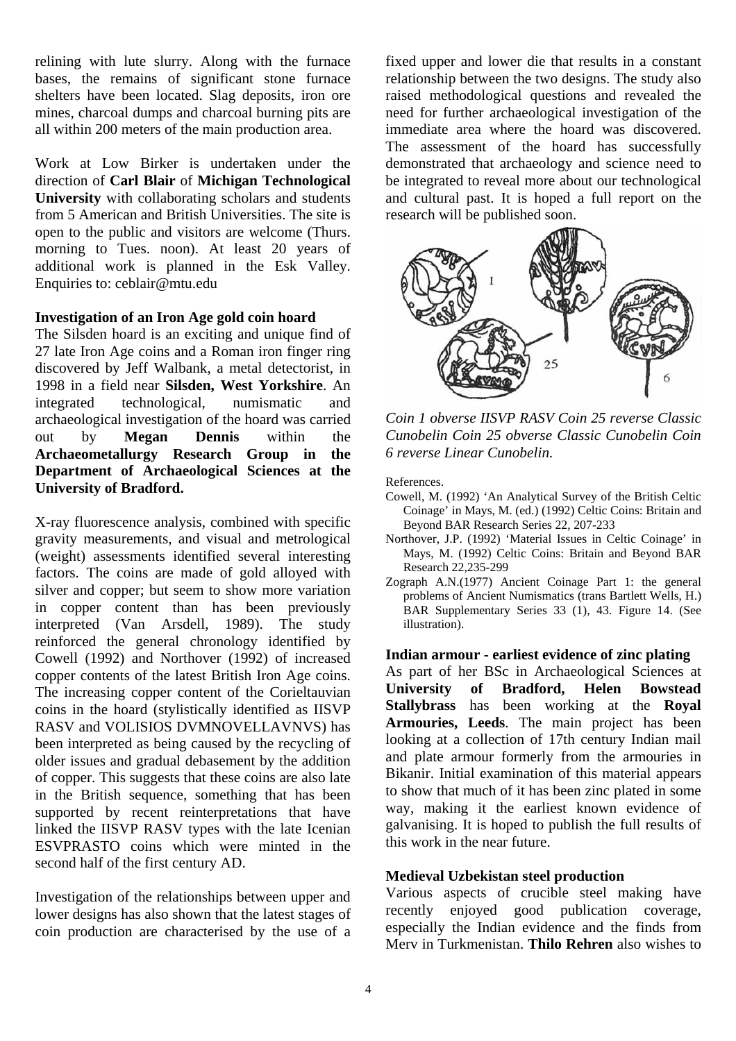relining with lute slurry. Along with the furnace bases, the remains of significant stone furnace shelters have been located. Slag deposits, iron ore mines, charcoal dumps and charcoal burning pits are all within 200 meters of the main production area.

Work at Low Birker is undertaken under the direction of **Carl Blair** of **Michigan Technological University** with collaborating scholars and students from 5 American and British Universities. The site is open to the public and visitors are welcome (Thurs. morning to Tues. noon). At least 20 years of additional work is planned in the Esk Valley. Enquiries to: ceblair@mtu.edu

### Investigation of an Iron Age gold coin hoard

The Silsden hoard is an exciting and unique find of 27 late Iron Age coins and a Roman iron finger ring discovered by Jeff Walbank, a metal detectorist, in 1998 in a field near **Silsden, West Yorkshire**. An integrated technological, numismatic and archaeological investigation of the hoard was carried out by **Megan Dennis** within the **Archaeometallurgy Research Group in the Department of Archaeological Sciences at the University of Bradford.**

X-ray fluorescence analysis, combined with specific gravity measurements, and visual and metrological (weight) assessments identified several interesting factors. The coins are made of gold alloyed with silver and copper; but seem to show more variation in copper content than has been previously interpreted (Van Arsdell, 1989). The study reinforced the general chronology identified by Cowell (1992) and Northover (1992) of increased copper contents of the latest British Iron Age coins. The increasing copper content of the Corieltauvian coins in the hoard (stylistically identified as IISVP RASV and VOLISIOS DVMNOVELLAVNVS) has been interpreted as being caused by the recycling of older issues and gradual debasement by the addition of copper. This suggests that these coins are also late in the British sequence, something that has been supported by recent reinterpretations that have linked the IISVP RASV types with the late Icenian ESVPRASTO coins which were minted in the second half of the first century AD.

Investigation of the relationships between upper and lower designs has also shown that the latest stages of coin production are characterised by the use of a fixed upper and lower die that results in a constant relationship between the two designs. The study also raised methodological questions and revealed the need for further archaeological investigation of the immediate area where the hoard was discovered. The assessment of the hoard has successfully demonstrated that archaeology and science need to be integrated to reveal more about our technological and cultural past. It is hoped a full report on the research will be published soon.

*Coin 1 obverse IISVP RASV Coin 25 reverse Classic Cunobelin Coin 25 obverse Classic Cunobelin Coin 6 reverse Linear Cunobelin.*

References.

- Cowell, M. (1992) ‘An Analytical Survey of the British Celtic Coinage’ in Mays, M. (ed.) (1992) Celtic Coins: Britain and Beyond BAR Research Series 22, 207-233
- Northover, J.P. (1992) ‘Material Issues in Celtic Coinage’ in Mays, M. (1992) Celtic Coins: Britain and Beyond BAR Research 22,235-299
- Zograph A.N.(1977) Ancient Coinage Part 1: the general problems of Ancient Numismatics (trans Bartlett Wells, H.) BAR Supplementary Series 33 (1), 43. Figure 14. (See illustration).

### Indian armour - earliest evidence of zinc plating

As part of her BSc in Archaeological Sciences at **University of Bradford, Helen Bowstead Stallybrass** has been working at the **Royal Armouries, Leeds**. The main project has been looking at a collection of 17th century Indian mail and plate armour formerly from the armouries in Bikanir. Initial examination of this material appears to show that much of it has been zinc plated in some way, making it the earliest known evidence of galvanising. It is hoped to publish the full results of this work in the near future.

### Medieval Uzbekistan steel production

Various aspects of crucible steel making have recently enjoyed good publication coverage, especially the Indian evidence and the finds from Merv in Turkmenistan. **Thilo Rehren** also wishes to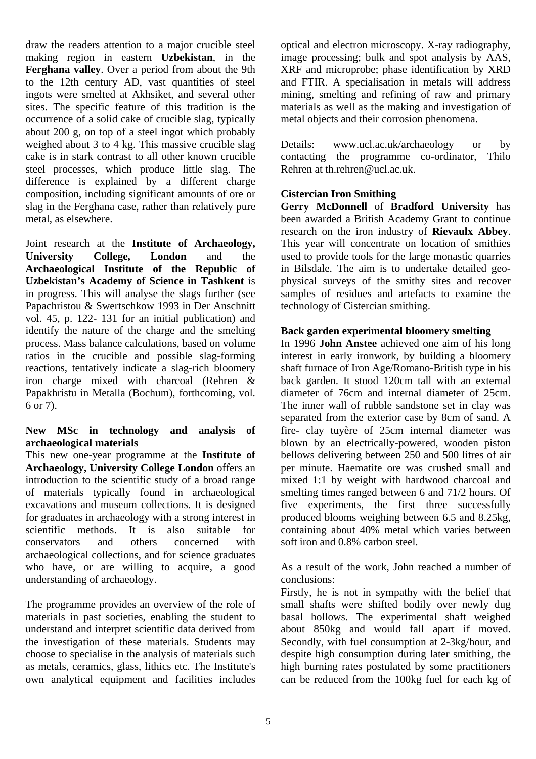draw the readers attention to a major crucible steel making region in eastern **Uzbekistan**, in the **Ferghana valley**. Over a period from about the 9th to the 12th century AD, vast quantities of steel ingots were smelted at Akhsiket, and several other sites. The specific feature of this tradition is the occurrence of a solid cake of crucible slag, typically about 200 g, on top of a steel ingot which probably weighed about 3 to 4 kg. This massive crucible slag cake is in stark contrast to all other known crucible steel processes, which produce little slag. The difference is explained by a different charge composition, including significant amounts of ore or slag in the Ferghana case, rather than relatively pure metal, as elsewhere.

Joint research at the **Institute of Archaeology, University College, London** and the **Archaeological Institute of the Republic of Uzbekistan's Academy of Science in Tashkent** is in progress. This will analyse the slags further (see Papachristou & Swertschkow 1993 in Der Anschnitt vol. 45, p. 122- 131 for an initial publication) and identify the nature of the charge and the smelting process. Mass balance calculations, based on volume ratios in the crucible and possible slag-forming reactions, tentatively indicate a slag-rich bloomery iron charge mixed with charcoal (Rehren & Papakhristu in Metalla (Bochum), forthcoming, vol. 6 or 7).

**New MSc in technology and analysis of archaeological materials**

This new one-year programme at the **Institute of Archaeology, University College London** offers an introduction to the scientific study of a broad range of materials typically found in archaeological excavations and museum collections. It is designed for graduates in archaeology with a strong interest in scientific methods. It is also suitable for conservators and others concerned with archaeological collections, and for science graduates who have, or are willing to acquire, a good understanding of archaeology.

The programme provides an overview of the role of materials in past societies, enabling the student to understand and interpret scientific data derived from the investigation of these materials. Students may choose to specialise in the analysis of materials such as metals, ceramics, glass, lithics etc. The Institute's own analytical equipment and facilities includes optical and electron microscopy. X-ray radiography, image processing; bulk and spot analysis by AAS, XRF and microprobe; phase identification by XRD and FTIR. A specialisation in metals will address mining, smelting and refining of raw and primary materials as well as the making and investigation of metal objects and their corrosion phenomena.

Details: www.ucl.ac.uk/archaeology or by contacting the programme co-ordinator, Thilo Rehren at th.rehren@ucl.ac.uk.

**Cistercian Iron Smithing**

**Gerry McDonnell** of **Bradford University** has been awarded a British Academy Grant to continue research on the iron industry of **Rievaulx Abbey**. This year will concentrate on location of smithies used to provide tools for the large monastic quarries in Bilsdale. The aim is to undertake detailed geo-physical surveys of the smithy sites and recover samples of residues and artefacts to examine the technology of Cistercian smithing.

**Back garden experimental bloomery smelting**

In 1996 **John Anstee** achieved one aim of his long interest in early ironwork, by building a bloomery shaft furnace of Iron Age/Romano-British type in his back garden. It stood 120cm tall with an external diameter of 76cm and internal diameter of 25cm. The inner wall of rubble sandstone set in clay was separated from the exterior case by 8cm of sand. A fire- clay tuyère of 25cm internal diameter was blown by an electrically-powered, wooden piston bellows delivering between 250 and 500 litres of air per minute. Haematite ore was crushed small and mixed 1:1 by weight with hardwood charcoal and smelting times ranged between 6 and 71/2 hours. Of five experiments, the first three successfully produced blooms weighing between 6.5 and 8.25kg, containing about 40% metal which varies between soft iron and 0.8% carbon steel.

As a result of the work, John reached a number of conclusions:

Firstly, he is not in sympathy with the belief that small shafts were shifted bodily over newly dug basal hollows. The experimental shaft weighed about 850kg and would fall apart if moved. Secondly, with fuel consumption at 2-3kg/hour, and despite high consumption during later smithing, the high burning rates postulated by some practitioners can be reduced from the 100kg fuel for each kg of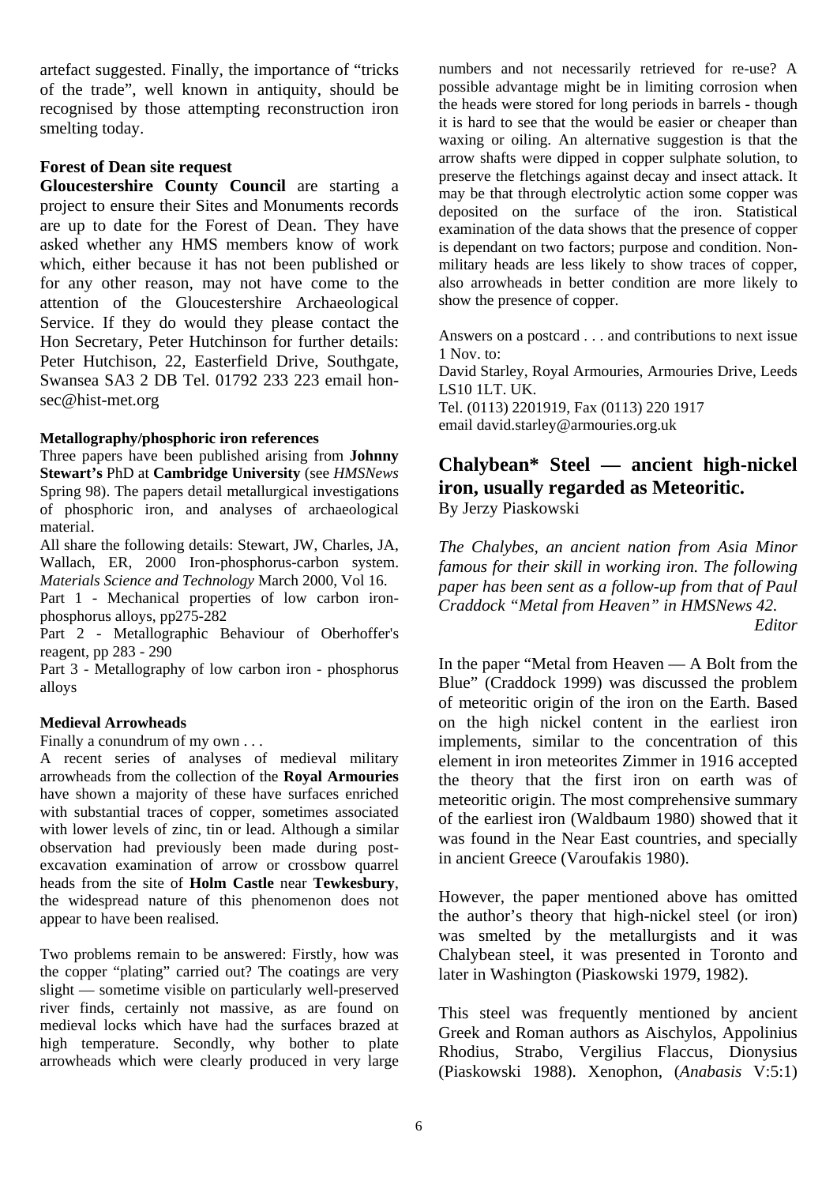artefact suggested. Finally, the importance of "tricks of the trade", well known in antiquity, should be recognised by those attempting reconstruction iron smelting today.

### Forest of Dean site request

**Gloucestershire County Council** are starting a project to ensure their Sites and Monuments records are up to date for the Forest of Dean. They have asked whether any HMS members know of work which, either because it has not been published or for any other reason, may not have come to the attention of the Gloucestershire Archaeological Service. If they do would they please contact the Hon Secretary, Peter Hutchinson for further details: Peter Hutchison, 22, Easterfield Drive, Southgate, Swansea SA3 2 DB Tel. 01792 233 223 email hon-sec@hist-met.org

### Metallography/phosphoric iron references

Three papers have been published arising from **Johnny Stewart's** PhD at **Cambridge University** (see *HMSNews* Spring 98). The papers detail metallurgical investigations of phosphoric iron, and analyses of archaeological material.

All share the following details: Stewart, JW, Charles, JA, Wallach, ER, 2000 Iron-phosphorus-carbon system. *Materials Science and Technology* March 2000, Vol 16.

Part 1 - Mechanical properties of low carbon iron-phosphorus alloys, pp275-282

Part 2 - Metallographic Behaviour of Oberhoffer's reagent, pp 283 - 290

Part 3 - Metallography of low carbon iron - phosphorus alloys

### Medieval Arrowheads

Finally a conundrum of my own . . .

A recent series of analyses of medieval military arrowheads from the collection of the **Royal Armouries** have shown a majority of these have surfaces enriched with substantial traces of copper, sometimes associated with lower levels of zinc, tin or lead. Although a similar observation had previously been made during post-excavation examination of arrow or crossbow quarrel heads from the site of **Holm Castle** near **Tewkesbury**, the widespread nature of this phenomenon does not appear to have been realised.

Two problems remain to be answered: Firstly, how was the copper "plating" carried out? The coatings are very slight — sometime visible on particularly well-preserved river finds, certainly not massive, as are found on medieval locks which have had the surfaces brazed at high temperature. Secondly, why bother to plate arrowheads which were clearly produced in very large numbers and not necessarily retrieved for re-use? A possible advantage might be in limiting corrosion when the heads were stored for long periods in barrels - though it is hard to see that the would be easier or cheaper than waxing or oiling. An alternative suggestion is that the arrow shafts were dipped in copper sulphate solution, to preserve the fletchings against decay and insect attack. It may be that through electrolytic action some copper was deposited on the surface of the iron. Statistical examination of the data shows that the presence of copper is dependant on two factors; purpose and condition. Non-military heads are less likely to show traces of copper, also arrowheads in better condition are more likely to show the presence of copper.

Answers on a postcard . . . and contributions to next issue 1 Nov. to:
David Starley, Royal Armouries, Armouries Drive, Leeds LS10 1LT. UK.
Tel. (0113) 2201919, Fax (0113) 220 1917
email david.starley@armouries.org.uk

## Chalybean* Steel — ancient high-nickel iron, usually regarded as Meteoritic.

By Jerzy Piaskowski

*The Chalybes, an ancient nation from Asia Minor famous for their skill in working iron. The following paper has been sent as a follow-up from that of Paul Craddock "Metal from Heaven" in HMSNews 42.*
*Editor*

In the paper "Metal from Heaven — A Bolt from the Blue" (Craddock 1999) was discussed the problem of meteoritic origin of the iron on the Earth. Based on the high nickel content in the earliest iron implements, similar to the concentration of this element in iron meteorites Zimmer in 1916 accepted the theory that the first iron on earth was of meteoritic origin. The most comprehensive summary of the earliest iron (Waldbaum 1980) showed that it was found in the Near East countries, and specially in ancient Greece (Varoufakis 1980).

However, the paper mentioned above has omitted the author's theory that high-nickel steel (or iron) was smelted by the metallurgists and it was Chalybean steel, it was presented in Toronto and later in Washington (Piaskowski 1979, 1982).

This steel was frequently mentioned by ancient Greek and Roman authors as Aischylos, Appolinius Rhodius, Strabo, Vergilius Flaccus, Dionysius (Piaskowski 1988). Xenophon, (*Anabasis* V:5:1)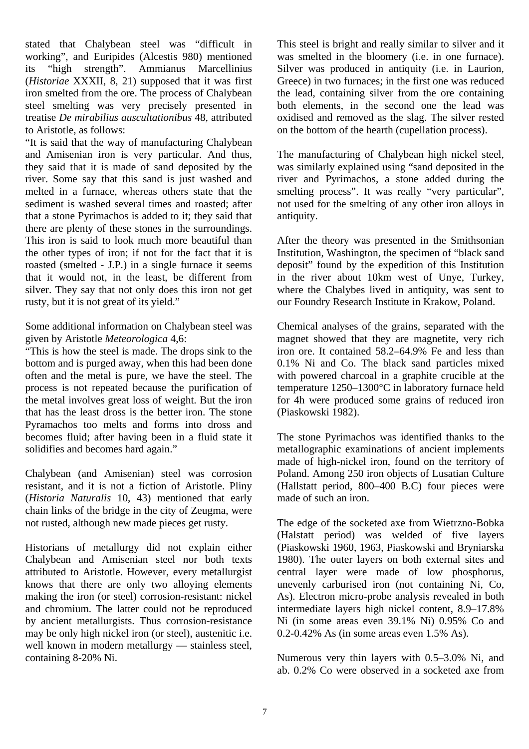stated that Chalybean steel was "difficult in working", and Euripides (Alcestis 980) mentioned its "high strength". Ammianus Marcellinius (*Historiae* XXXII, 8, 21) supposed that it was first iron smelted from the ore. The process of Chalybean steel smelting was very precisely presented in treatise *De mirabilius auscultationibus* 48, attributed to Aristotle, as follows:

"It is said that the way of manufacturing Chalybean and Amisenian iron is very particular. And thus, they said that it is made of sand deposited by the river. Some say that this sand is just washed and melted in a furnace, whereas others state that the sediment is washed several times and roasted; after that a stone Pyrimachos is added to it; they said that there are plenty of these stones in the surroundings. This iron is said to look much more beautiful than the other types of iron; if not for the fact that it is roasted (smelted - J.P.) in a single furnace it seems that it would not, in the least, be different from silver. They say that not only does this iron not get rusty, but it is not great of its yield."

Some additional information on Chalybean steel was given by Aristotle *Meteorologica* 4,6:

"This is how the steel is made. The drops sink to the bottom and is purged away, when this had been done often and the metal is pure, we have the steel. The process is not repeated because the purification of the metal involves great loss of weight. But the iron that has the least dross is the better iron. The stone Pyramachos too melts and forms into dross and becomes fluid; after having been in a fluid state it solidifies and becomes hard again."

Chalybean (and Amisenian) steel was corrosion resistant, and it is not a fiction of Aristotle. Pliny (*Historia Naturalis* 10, 43) mentioned that early chain links of the bridge in the city of Zeugma, were not rusted, although new made pieces get rusty.

Historians of metallurgy did not explain either Chalybean and Amisenian steel nor both texts attributed to Aristotle. However, every metallurgist knows that there are only two alloying elements making the iron (or steel) corrosion-resistant: nickel and chromium. The latter could not be reproduced by ancient metallurgists. Thus corrosion-resistance may be only high nickel iron (or steel), austenitic i.e. well known in modern metallurgy — stainless steel, containing 8-20% Ni.

This steel is bright and really similar to silver and it was smelted in the bloomery (i.e. in one furnace). Silver was produced in antiquity (i.e. in Laurion, Greece) in two furnaces; in the first one was reduced the lead, containing silver from the ore containing both elements, in the second one the lead was oxidised and removed as the slag. The silver rested on the bottom of the hearth (cupellation process).

The manufacturing of Chalybean high nickel steel, was similarly explained using "sand deposited in the river and Pyrimachos, a stone added during the smelting process". It was really "very particular", not used for the smelting of any other iron alloys in antiquity.

After the theory was presented in the Smithsonian Institution, Washington, the specimen of "black sand deposit" found by the expedition of this Institution in the river about 10km west of Unye, Turkey, where the Chalybes lived in antiquity, was sent to our Foundry Research Institute in Krakow, Poland.

Chemical analyses of the grains, separated with the magnet showed that they are magnetite, very rich iron ore. It contained 58.2–64.9% Fe and less than 0.1% Ni and Co. The black sand particles mixed with powered charcoal in a graphite crucible at the temperature 1250–1300°C in laboratory furnace held for 4h were produced some grains of reduced iron (Piaskowski 1982).

The stone Pyrimachos was identified thanks to the metallographic examinations of ancient implements made of high-nickel iron, found on the territory of Poland. Among 250 iron objects of Lusatian Culture (Hallstatt period, 800–400 B.C) four pieces were made of such an iron.

The edge of the socketed axe from Wietrzno-Bobka (Halstatt period) was welded of five layers (Piaskowski 1960, 1963, Piaskowski and Bryniarska 1980). The outer layers on both external sites and central layer were made of low phosphorus, unevenly carburised iron (not containing Ni, Co, As). Electron micro-probe analysis revealed in both intermediate layers high nickel content, 8.9–17.8% Ni (in some areas even 39.1% Ni) 0.95% Co and 0.2-0.42% As (in some areas even 1.5% As).

Numerous very thin layers with 0.5–3.0% Ni, and ab. 0.2% Co were observed in a socketed axe from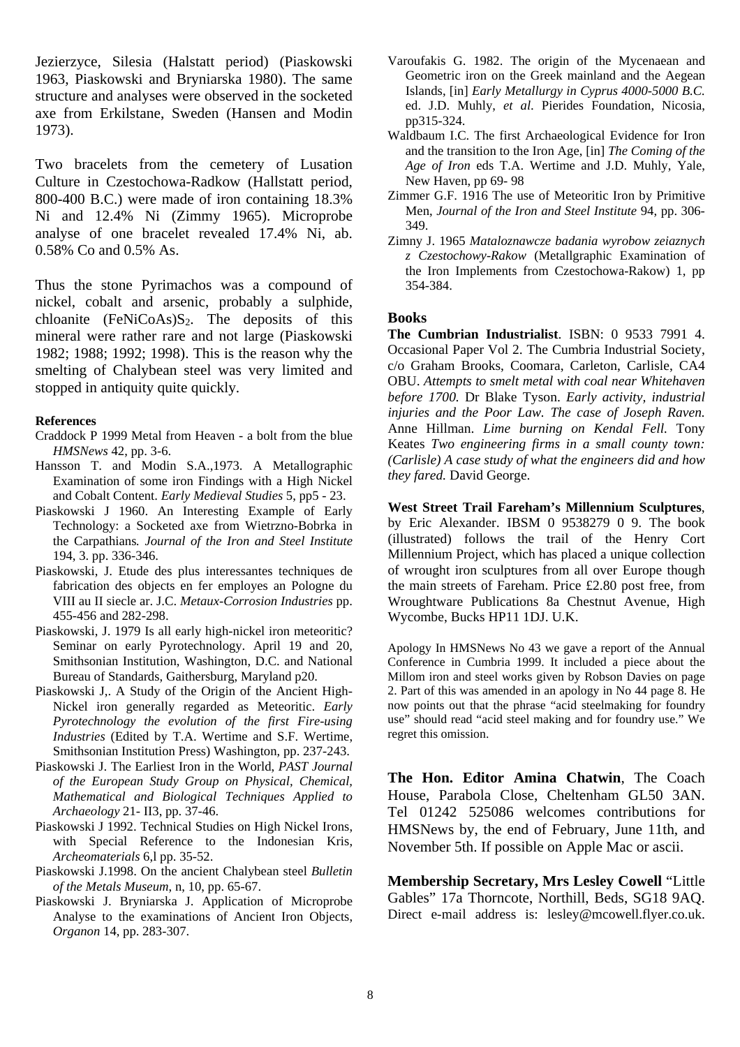Jezierzyce, Silesia (Halstatt period) (Piaskowski 1963, Piaskowski and Bryniarska 1980). The same structure and analyses were observed in the socketed axe from Erkilstane, Sweden (Hansen and Modin 1973).

Two bracelets from the cemetery of Lusation Culture in Czestochowa-Radkow (Hallstatt period, 800-400 B.C.) were made of iron containing 18.3% Ni and 12.4% Ni (Zimmy 1965). Microprobe analyse of one bracelet revealed 17.4% Ni, ab. 0.58% Co and 0.5% As.

Thus the stone Pyrimachos was a compound of nickel, cobalt and arsenic, probably a sulphide, chloanite $(FeNiCoAs)S_2$. The deposits of this mineral were rather rare and not large (Piaskowski 1982; 1988; 1992; 1998). This is the reason why the smelting of Chalybean steel was very limited and stopped in antiquity quite quickly.

#### References

Craddock P 1999 Metal from Heaven - a bolt from the blue *HMSNews* 42, pp. 3-6.

Hansson T. and Modin S.A.,1973. A Metallographic Examination of some iron Findings with a High Nickel and Cobalt Content. *Early Medieval Studies* 5, pp5 - 23.

Piaskowski J 1960. An Interesting Example of Early Technology: a Socketed axe from Wietrzno-Bobrka in the Carpathians*. Journal of the Iron and Steel Institute* 194, 3. pp. 336-346.

Piaskowski, J. Etude des plus interessantes techniques de fabrication des objects en fer employes an Pologne du VIII au II siecle ar. J.C. *Metaux-Corrosion Industries* pp. 455-456 and 282-298.

Piaskowski, J. 1979 Is all early high-nickel iron meteoritic? Seminar on early Pyrotechnology. April 19 and 20, Smithsonian Institution, Washington, D.C. and National Bureau of Standards, Gaithersburg, Maryland p20.

Piaskowski J,. A Study of the Origin of the Ancient High-Nickel iron generally regarded as Meteoritic. *Early Pyrotechnology the evolution of the first Fire-using Industries* (Edited by T.A. Wertime and S.F. Wertime, Smithsonian Institution Press) Washington, pp. 237-243.

Piaskowski J. The Earliest Iron in the World, *PAST Journal of the European Study Group on Physical, Chemical, Mathematical and Biological Techniques Applied to Archaeology* 21- II3, pp. 37-46.

Piaskowski J 1992. Technical Studies on High Nickel Irons, with Special Reference to the Indonesian Kris, *Archeomaterials* 6,l pp. 35-52.

Piaskowski J.1998. On the ancient Chalybean steel *Bulletin of the Metals Museum*, n, 10, pp. 65-67.

Piaskowski J. Bryniarska J. Application of Microprobe Analyse to the examinations of Ancient Iron Objects, *Organon* 14, pp. 283-307.

Varoufakis G. 1982. The origin of the Mycenaean and Geometric iron on the Greek mainland and the Aegean Islands, [in] *Early Metallurgy in Cyprus 4000-5000 B.C.* ed. J.D. Muhly, *et al.* Pierides Foundation, Nicosia, pp315-324.

Waldbaum I.C. The first Archaeological Evidence for Iron and the transition to the Iron Age, [in] *The Coming of the Age of Iron* eds T.A. Wertime and J.D. Muhly, Yale, New Haven, pp 69- 98

Zimmer G.F. 1916 The use of Meteoritic Iron by Primitive Men, *Journal of the Iron and Steel Institute* 94, pp. 306-349.

Zimny J. 1965 *Mataloznawcze badania wyrobow zeiaznych z Czestochowy-Rakow* (Metallgraphic Examination of the Iron Implements from Czestochowa-Rakow) 1, pp 354-384.

### Books

**The Cumbrian Industrialist**. ISBN: 0 9533 7991 4. Occasional Paper Vol 2. The Cumbria Industrial Society, c/o Graham Brooks, Coomara, Carleton, Carlisle, CA4 OBU. *Attempts to smelt metal with coal near Whitehaven before 1700.* Dr Blake Tyson. *Early activity, industrial injuries and the Poor Law. The case of Joseph Raven.* Anne Hillman. *Lime burning on Kendal Fell.* Tony Keates *Two engineering firms in a small county town: (Carlisle) A case study of what the engineers did and how they fared.* David George.

**West Street Trail Fareham's Millennium Sculptures**, by Eric Alexander. IBSM 0 9538279 0 9. The book (illustrated) follows the trail of the Henry Cort Millennium Project, which has placed a unique collection of wrought iron sculptures from all over Europe though the main streets of Fareham. Price £2.80 post free, from Wroughtware Publications 8a Chestnut Avenue, High Wycombe, Bucks HP11 1DJ. U.K.

Apology In HMSNews No 43 we gave a report of the Annual Conference in Cumbria 1999. It included a piece about the Millom iron and steel works given by Robson Davies on page 2. Part of this was amended in an apology in No 44 page 8. He now points out that the phrase "acid steelmaking for foundry use" should read "acid steel making and for foundry use." We regret this omission.

**The Hon. Editor Amina Chatwin**, The Coach House, Parabola Close, Cheltenham GL50 3AN. Tel 01242 525086 welcomes contributions for HMSNews by, the end of February, June 11th, and November 5th. If possible on Apple Mac or ascii.

**Membership Secretary, Mrs Lesley Cowell** "Little Gables" 17a Thorncote, Northill, Beds, SG18 9AQ. Direct e-mail address is: lesley@mcowell.flyer.co.uk.